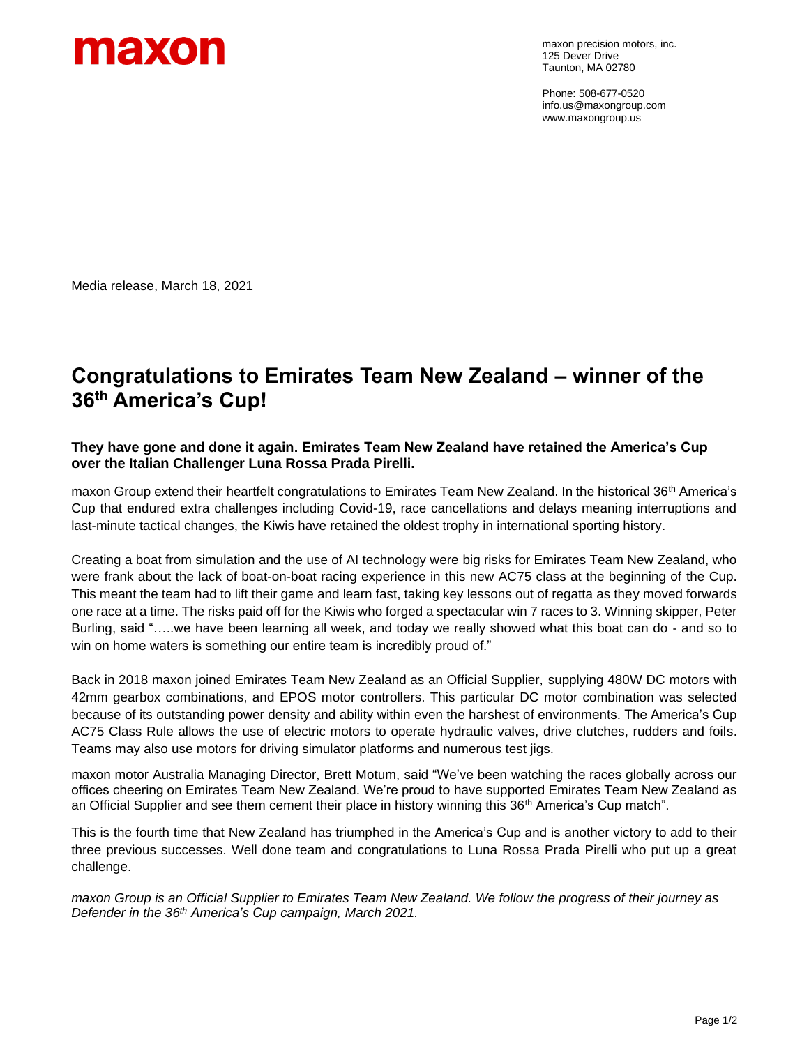maxon

maxon precision motors, inc.
125 Dever Drive
Taunton, MA 02780

Phone: 508-677-0520
info.us@maxongroup.com
www.maxongroup.us

Media release, March 18, 2021

# Congratulations to Emirates Team New Zealand – winner of the 36th America's Cup!

**They have gone and done it again. Emirates Team New Zealand have retained the America's Cup over the Italian Challenger Luna Rossa Prada Pirelli.**

maxon Group extend their heartfelt congratulations to Emirates Team New Zealand. In the historical 36th America's Cup that endured extra challenges including Covid-19, race cancellations and delays meaning interruptions and last-minute tactical changes, the Kiwis have retained the oldest trophy in international sporting history.

Creating a boat from simulation and the use of AI technology were big risks for Emirates Team New Zealand, who were frank about the lack of boat-on-boat racing experience in this new AC75 class at the beginning of the Cup. This meant the team had to lift their game and learn fast, taking key lessons out of regatta as they moved forwards one race at a time. The risks paid off for the Kiwis who forged a spectacular win 7 races to 3. Winning skipper, Peter Burling, said "…..we have been learning all week, and today we really showed what this boat can do - and so to win on home waters is something our entire team is incredibly proud of."

Back in 2018 maxon joined Emirates Team New Zealand as an Official Supplier, supplying 480W DC motors with 42mm gearbox combinations, and EPOS motor controllers. This particular DC motor combination was selected because of its outstanding power density and ability within even the harshest of environments. The America's Cup AC75 Class Rule allows the use of electric motors to operate hydraulic valves, drive clutches, rudders and foils. Teams may also use motors for driving simulator platforms and numerous test jigs.

maxon motor Australia Managing Director, Brett Motum, said "We've been watching the races globally across our offices cheering on Emirates Team New Zealand. We're proud to have supported Emirates Team New Zealand as an Official Supplier and see them cement their place in history winning this 36th America's Cup match".

This is the fourth time that New Zealand has triumphed in the America's Cup and is another victory to add to their three previous successes. Well done team and congratulations to Luna Rossa Prada Pirelli who put up a great challenge.

*maxon Group is an Official Supplier to Emirates Team New Zealand. We follow the progress of their journey as Defender in the 36th America's Cup campaign, March 2021.*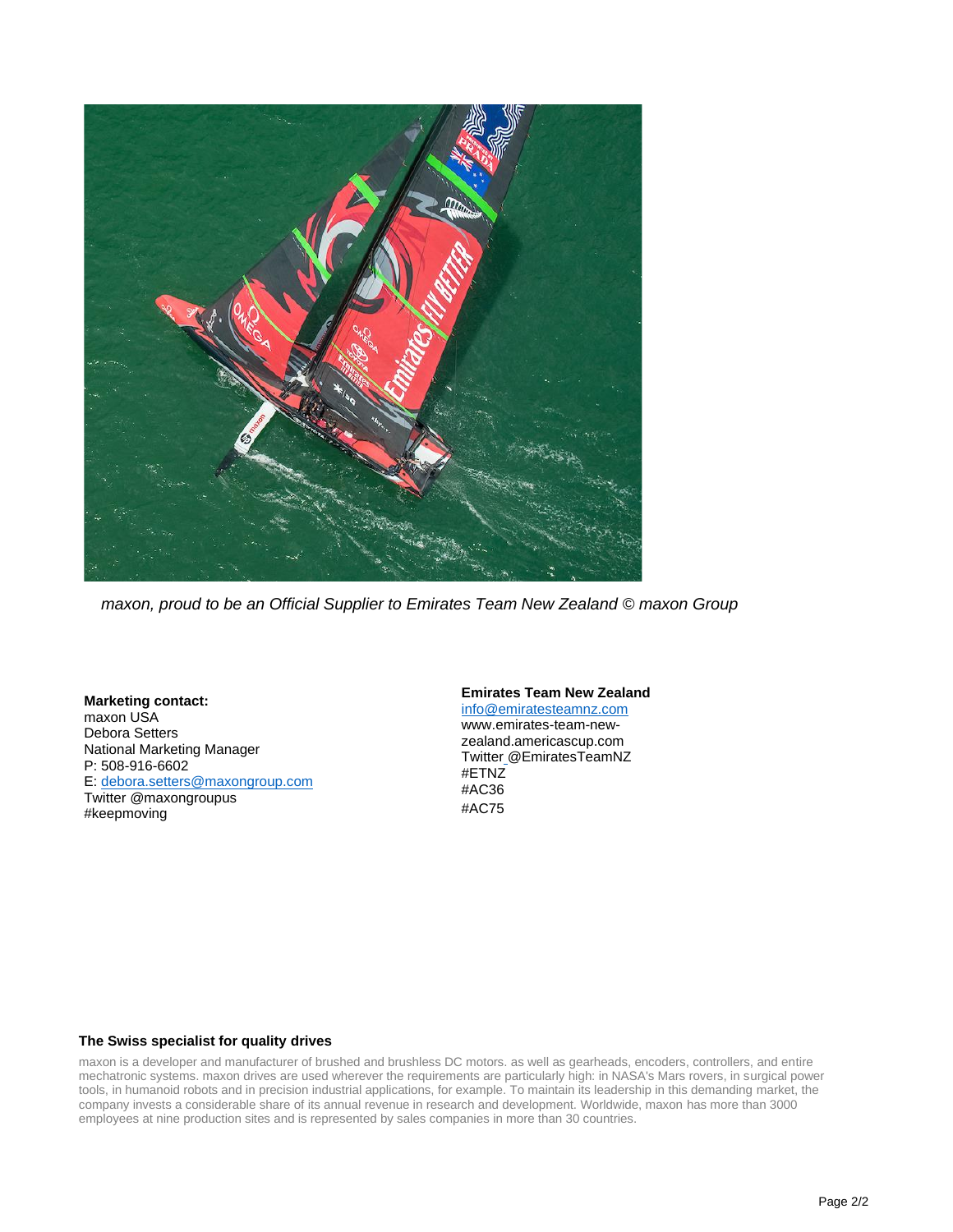*maxon, proud to be an Official Supplier to Emirates Team New Zealand © maxon Group*

**Marketing contact:**
maxon USA
Debora Setters
National Marketing Manager
P: 508-916-6602
E: debora.setters@maxongroup.com
Twitter @maxongroupus
#keepmoving

**Emirates Team New Zealand**
info@emiratesteamnz.com
www.emirates-team-new-zealand.americascup.com
Twitter @EmiratesTeamNZ
#ETNZ
#AC36
#AC75

**The Swiss specialist for quality drives**

maxon is a developer and manufacturer of brushed and brushless DC motors. as well as gearheads, encoders, controllers, and entire mechatronic systems. maxon drives are used wherever the requirements are particularly high: in NASA's Mars rovers, in surgical power tools, in humanoid robots and in precision industrial applications, for example. To maintain its leadership in this demanding market, the company invests a considerable share of its annual revenue in research and development. Worldwide, maxon has more than 3000 employees at nine production sites and is represented by sales companies in more than 30 countries.